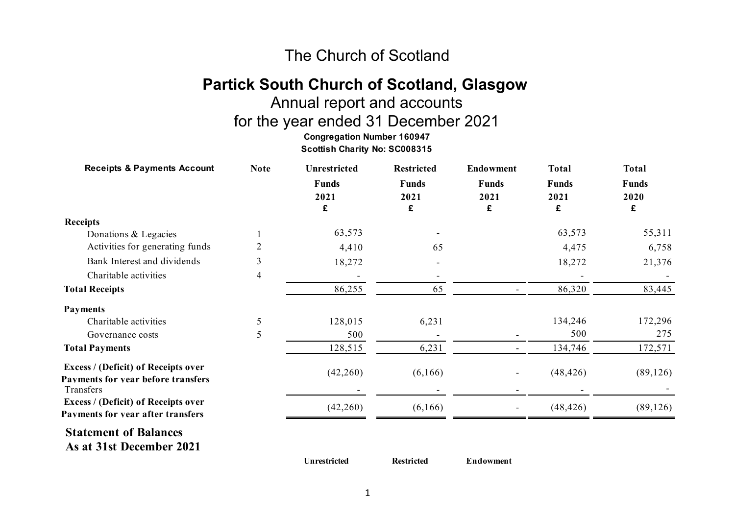# The Church of Scotland

## Partick South Church of Scotland, Glasgow

Annual report and accounts

for the year ended 31 December 2021

**Congregation Number 160947**

**Scottish Charity No: SC008315**

| Receipts & Payments Account | Note | Unrestricted Funds 2021 £ | Restricted Funds 2021 £ | Endowment Funds 2021 £ | Total Funds 2021 £ | Total Funds 2020 £ |
|---|---|---|---|---|---|---|
| **Receipts** | | | | | | |
| Donations & Legacies | 1 | 63,573 | - | | 63,573 | 55,311 |
| Activities for generating funds | 2 | 4,410 | 65 | | 4,475 | 6,758 |
| Bank Interest and dividends | 3 | 18,272 | - | | 18,272 | 21,376 |
| Charitable activities | 4 | - | - | | - | - |
| **Total Receipts** | | 86,255 | 65 | - | 86,320 | 83,445 |
| **Payments** | | | | | | |
| Charitable activities | 5 | 128,015 | 6,231 | | 134,246 | 172,296 |
| Governance costs | 5 | 500 | - | - | 500 | 275 |
| **Total Payments** | | 128,515 | 6,231 | - | 134,746 | 172,571 |
| **Excess / (Deficit) of Receipts over Payments for year before transfers** | | (42,260) | (6,166) | - | (48,426) | (89,126) |
| Transfers | | - | - | - | - | - |
| **Excess / (Deficit) of Receipts over Payments for year after transfers** | | (42,260) | (6,166) | - | (48,426) | (89,126) |

## Statement of Balances
## As at 31st December 2021

| | Unrestricted | Restricted | Endowment |
|---|---|---|---|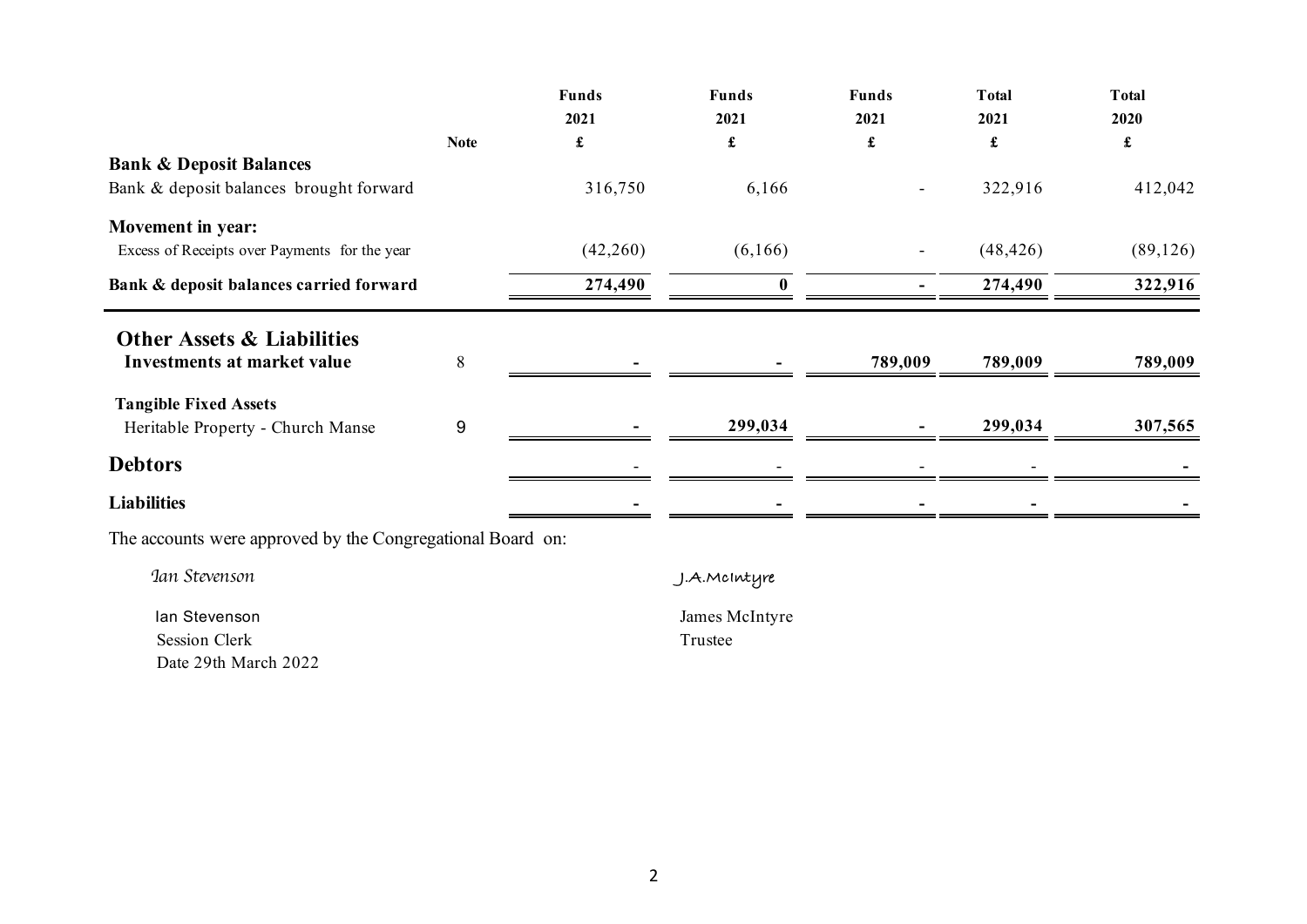| | Note | Funds 2021 £ | Funds 2021 £ | Funds 2021 £ | Total 2021 £ | Total 2020 £ |
|---|---|---|---|---|---|---|
| **Bank & Deposit Balances** | | | | | | |
| Bank & deposit balances brought forward | | 316,750 | 6,166 | - | 322,916 | 412,042 |
| **Movement in year:** | | | | | | |
| Excess of Receipts over Payments for the year | | (42,260) | (6,166) | - | (48,426) | (89,126) |
| **Bank & deposit balances carried forward** | | **274,490** | **0** | **-** | **274,490** | **322,916** |
| **Other Assets & Liabilities** | | | | | | |
| **Investments at market value** | 8 | **-** | **-** | **789,009** | **789,009** | **789,009** |
| **Tangible Fixed Assets** | | | | | | |
| Heritable Property - Church Manse | 9 | **-** | **299,034** | **-** | **299,034** | **307,565** |
| **Debtors** | | - | - | - | - | **-** |
| **Liabilities** | | **-** | **-** | **-** | **-** | **-** |

The accounts were approved by the Congregational Board on:

*Ian Stevenson*

Ian Stevenson
Session Clerk
Date 29th March 2022

*J.A.McIntyre*

James McIntyre
Trustee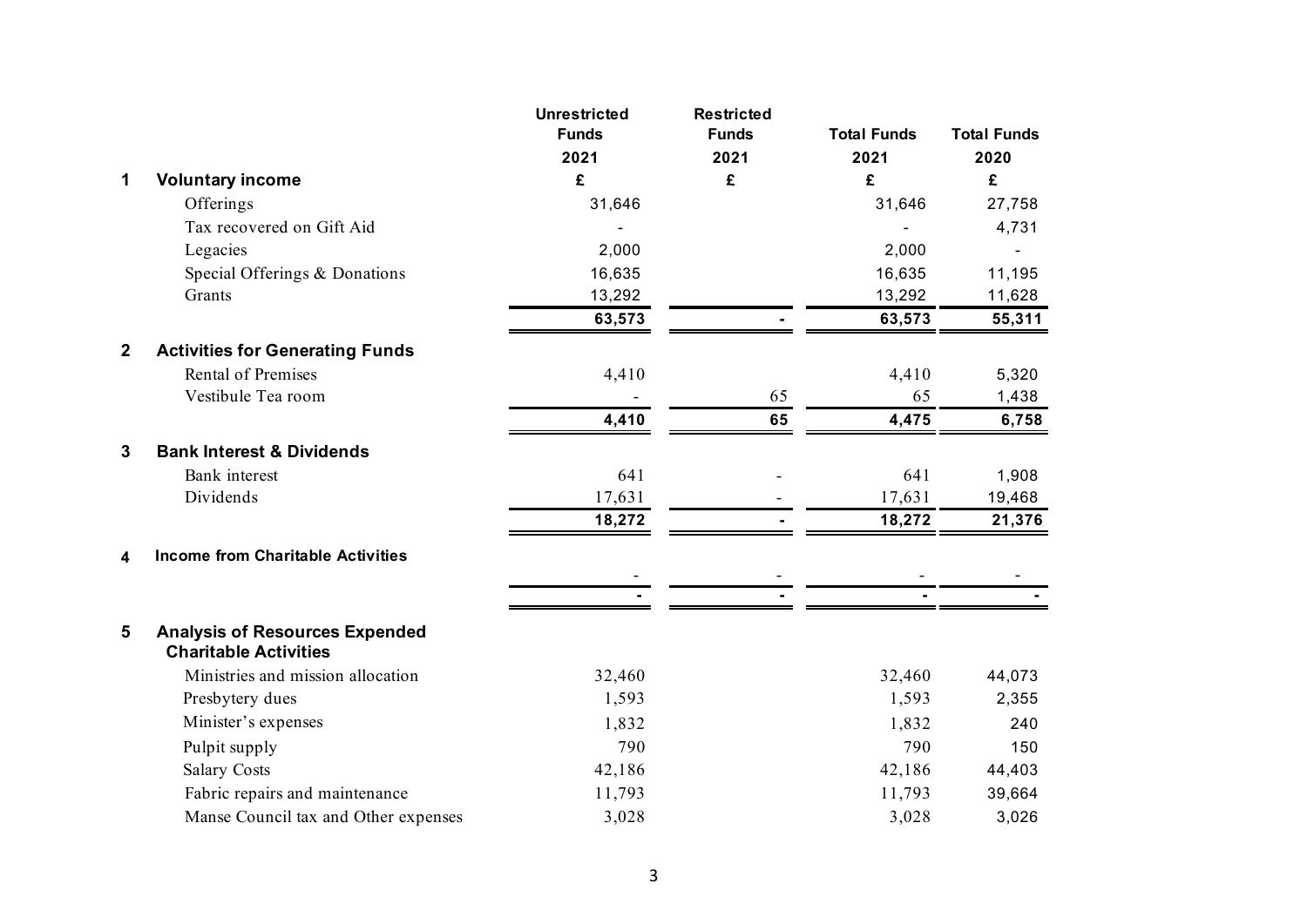| | | Unrestricted Funds 2021 | Restricted Funds 2021 | Total Funds 2021 | Total Funds 2020 |
|---|---|---|---|---|---|
| **1** | **Voluntary income** | **£** | **£** | **£** | **£** |
| | Offerings | 31,646 | | 31,646 | 27,758 |
| | Tax recovered on Gift Aid | - | | - | 4,731 |
| | Legacies | 2,000 | | 2,000 | - |
| | Special Offerings & Donations | 16,635 | | 16,635 | 11,195 |
| | Grants | 13,292 | | 13,292 | 11,628 |
| | | **63,573** | **-** | **63,573** | **55,311** |
| **2** | **Activities for Generating Funds** | | | | |
| | Rental of Premises | 4,410 | | 4,410 | 5,320 |
| | Vestibule Tea room | - | 65 | 65 | 1,438 |
| | | **4,410** | **65** | **4,475** | **6,758** |
| **3** | **Bank Interest & Dividends** | | | | |
| | Bank interest | 641 | - | 641 | 1,908 |
| | Dividends | 17,631 | - | 17,631 | 19,468 |
| | | **18,272** | **-** | **18,272** | **21,376** |
| **4** | **Income from Charitable Activities** | | | | |
| | | - | - | - | - |
| | | **-** | **-** | **-** | **-** |
| **5** | **Analysis of Resources Expended Charitable Activities** | | | | |
| | Ministries and mission allocation | 32,460 | | 32,460 | 44,073 |
| | Presbytery dues | 1,593 | | 1,593 | 2,355 |
| | Minister's expenses | 1,832 | | 1,832 | 240 |
| | Pulpit supply | 790 | | 790 | 150 |
| | Salary Costs | 42,186 | | 42,186 | 44,403 |
| | Fabric repairs and maintenance | 11,793 | | 11,793 | 39,664 |
| | Manse Council tax and Other expenses | 3,028 | | 3,028 | 3,026 |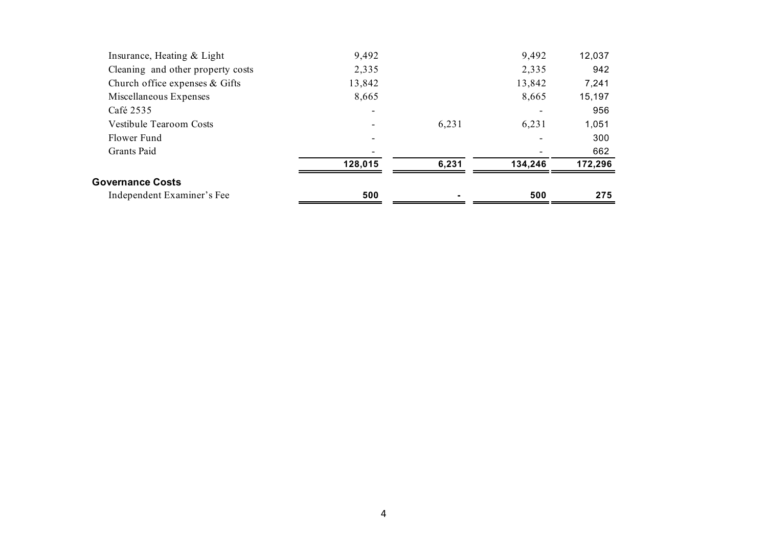| | | | | |
|---|---|---|---|---|
| Insurance, Heating & Light | 9,492 | | 9,492 | 12,037 |
| Cleaning and other property costs | 2,335 | | 2,335 | 942 |
| Church office expenses & Gifts | 13,842 | | 13,842 | 7,241 |
| Miscellaneous Expenses | 8,665 | | 8,665 | 15,197 |
| Café 2535 | - | | - | 956 |
| Vestibule Tearoom Costs | - | 6,231 | 6,231 | 1,051 |
| Flower Fund | - | | - | 300 |
| Grants Paid | - | | - | 662 |
| | **128,015** | **6,231** | **134,246** | **172,296** |
| **Governance Costs** | | | | |
| Independent Examiner's Fee | **500** | **-** | **500** | **275** |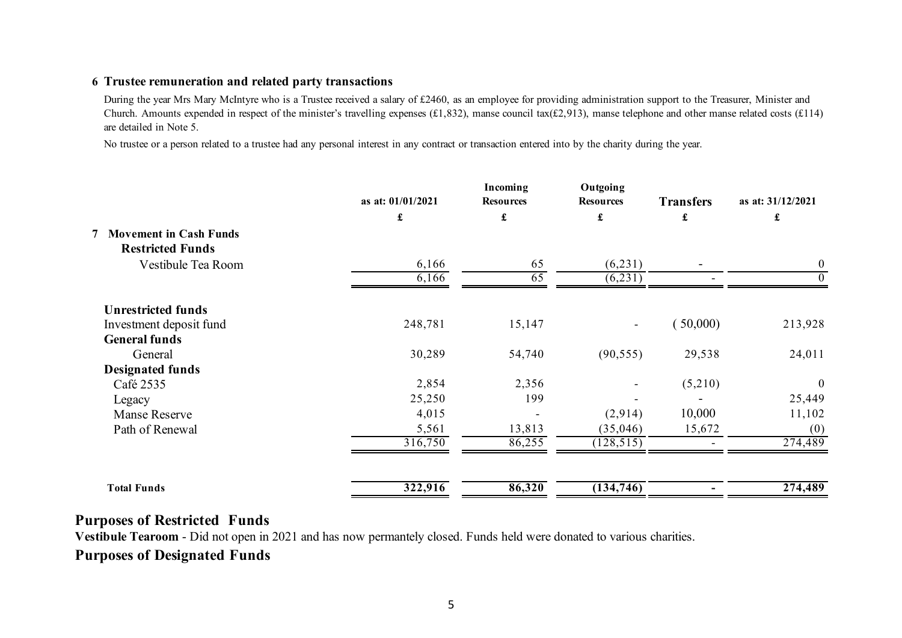### 6 Trustee remuneration and related party transactions

During the year Mrs Mary McIntyre who is a Trustee received a salary of £2460, as an employee for providing administration support to the Treasurer, Minister and Church. Amounts expended in respect of the minister's travelling expenses (£1,832), manse council tax(£2,913), manse telephone and other manse related costs (£114) are detailed in Note 5.

No trustee or a person related to a trustee had any personal interest in any contract or transaction entered into by the charity during the year.

### 7 Movement in Cash Funds

| | as at: 01/01/2021 | Incoming Resources | Outgoing Resources | Transfers | as at: 31/12/2021 |
|---|---|---|---|---|---|
| | £ | £ | £ | £ | £ |
| **Restricted Funds** | | | | | |
| Vestibule Tea Room | 6,166 | 65 | (6,231) | - | 0 |
| | 6,166 | 65 | (6,231) | - | 0 |
| **Unrestricted funds** | | | | | |
| Investment deposit fund | 248,781 | 15,147 | - | ( 50,000) | 213,928 |
| **General funds** | | | | | |
| General | 30,289 | 54,740 | (90,555) | 29,538 | 24,011 |
| **Designated funds** | | | | | |
| Café 2535 | 2,854 | 2,356 | - | (5,210) | 0 |
| Legacy | 25,250 | 199 | - | - | 25,449 |
| Manse Reserve | 4,015 | - | (2,914) | 10,000 | 11,102 |
| Path of Renewal | 5,561 | 13,813 | (35,046) | 15,672 | (0) |
| | 316,750 | 86,255 | (128,515) | - | 274,489 |
| **Total Funds** | **322,916** | **86,320** | **(134,746)** | **-** | **274,489** |

## Purposes of Restricted Funds

**Vestibule Tearoom** - Did not open in 2021 and has now permantely closed. Funds held were donated to various charities.

## Purposes of Designated Funds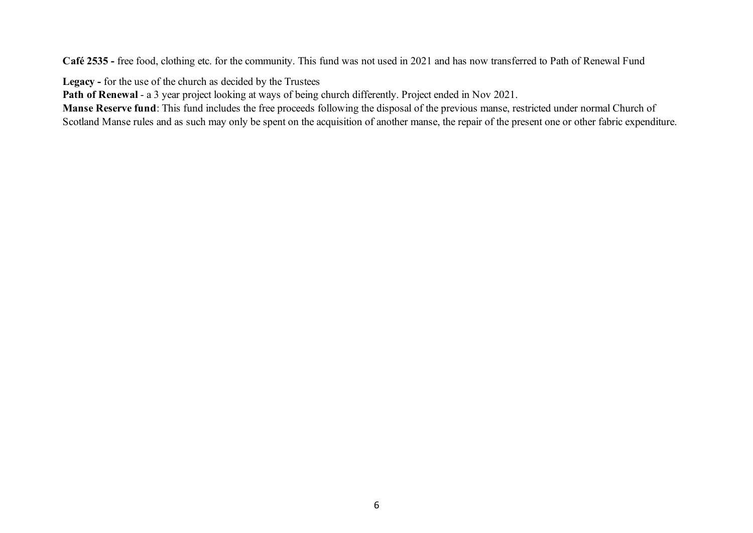**Café 2535 -** free food, clothing etc. for the community. This fund was not used in 2021 and has now transferred to Path of Renewal Fund

**Legacy -** for the use of the church as decided by the Trustees

**Path of Renewal** - a 3 year project looking at ways of being church differently. Project ended in Nov 2021.

**Manse Reserve fund**: This fund includes the free proceeds following the disposal of the previous manse, restricted under normal Church of Scotland Manse rules and as such may only be spent on the acquisition of another manse, the repair of the present one or other fabric expenditure.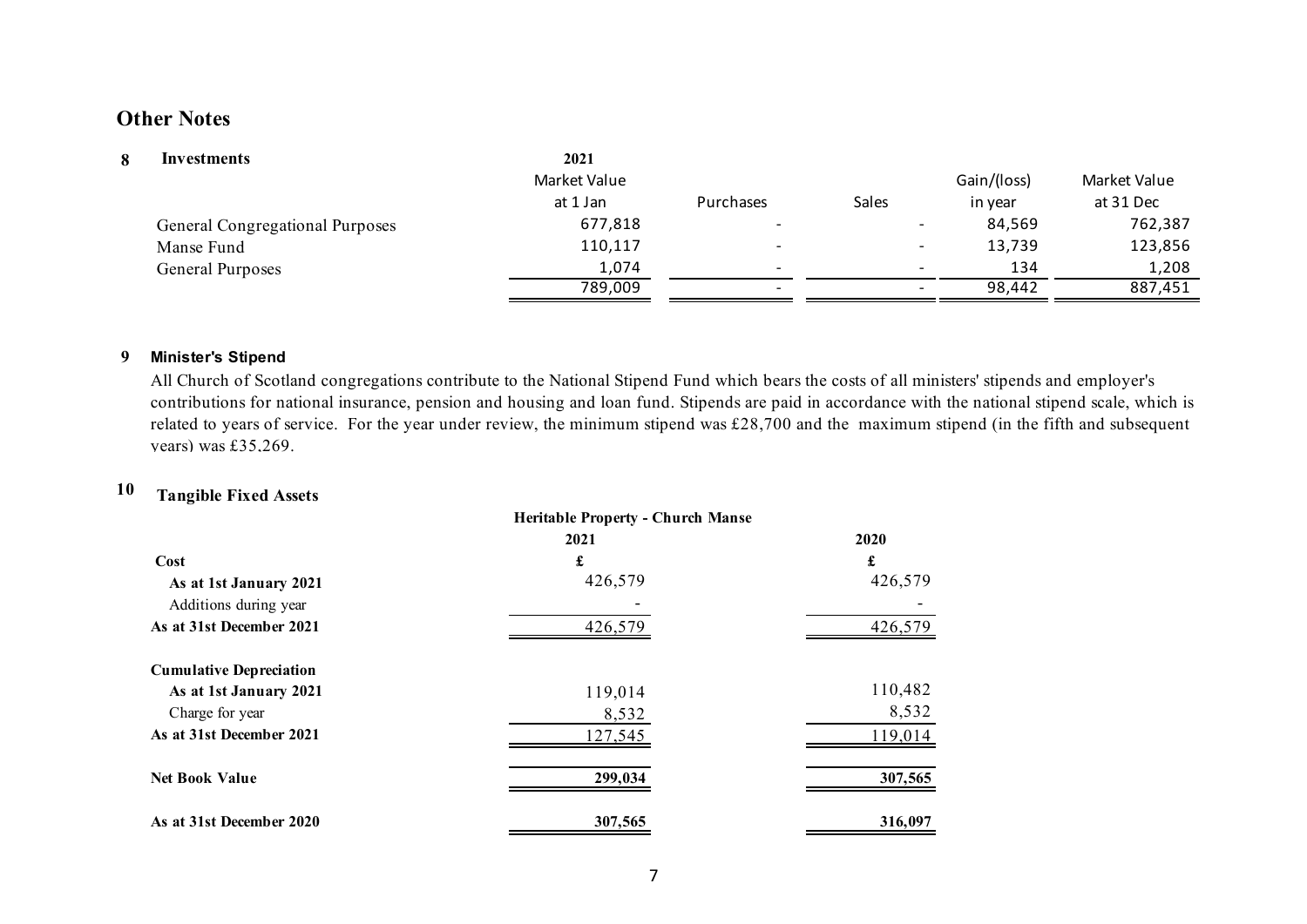## Other Notes

### 8 Investments

| | 2021 Market Value at 1 Jan | Purchases | Sales | Gain/(loss) in year | Market Value at 31 Dec |
|---|---|---|---|---|---|
| General Congregational Purposes | 677,818 | - | - | 84,569 | 762,387 |
| Manse Fund | 110,117 | - | - | 13,739 | 123,856 |
| General Purposes | 1,074 | - | - | 134 | 1,208 |
| | 789,009 | - | - | 98,442 | 887,451 |

### 9 Minister's Stipend

All Church of Scotland congregations contribute to the National Stipend Fund which bears the costs of all ministers' stipends and employer's contributions for national insurance, pension and housing and loan fund. Stipends are paid in accordance with the national stipend scale, which is related to years of service. For the year under review, the minimum stipend was £28,700 and the maximum stipend (in the fifth and subsequent years) was £35,269.

### 10 Tangible Fixed Assets

| | Heritable Property - Church Manse | |
|---|---|---|
| | **2021** | **2020** |
| **Cost** | **£** | **£** |
| **As at 1st January 2021** | 426,579 | 426,579 |
| Additions during year | - | - |
| **As at 31st December 2021** | 426,579 | 426,579 |
| **Cumulative Depreciation** | | |
| **As at 1st January 2021** | 119,014 | 110,482 |
| Charge for year | 8,532 | 8,532 |
| **As at 31st December 2021** | 127,545 | 119,014 |
| **Net Book Value** | **299,034** | **307,565** |
| **As at 31st December 2020** | **307,565** | **316,097** |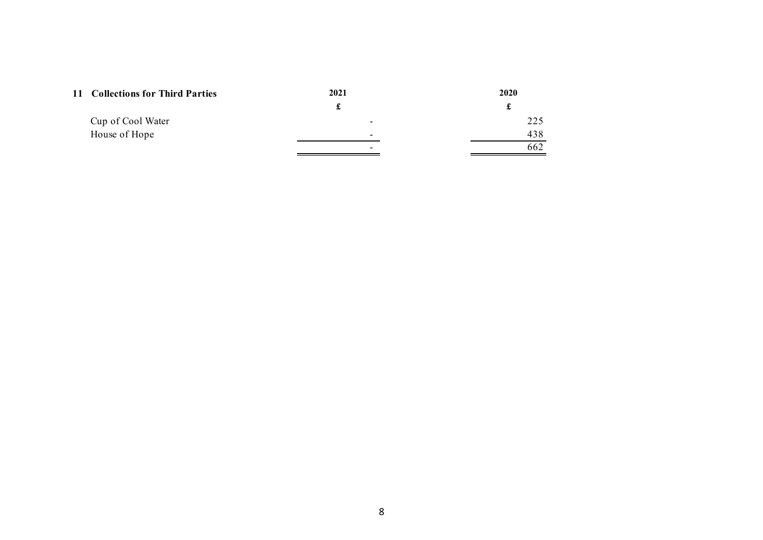## 11 Collections for Third Parties

| | 2021 | 2020 |
|---|---|---|
| | £ | £ |
| Cup of Cool Water | - | 225 |
| House of Hope | - | 438 |
| | - | 662 |